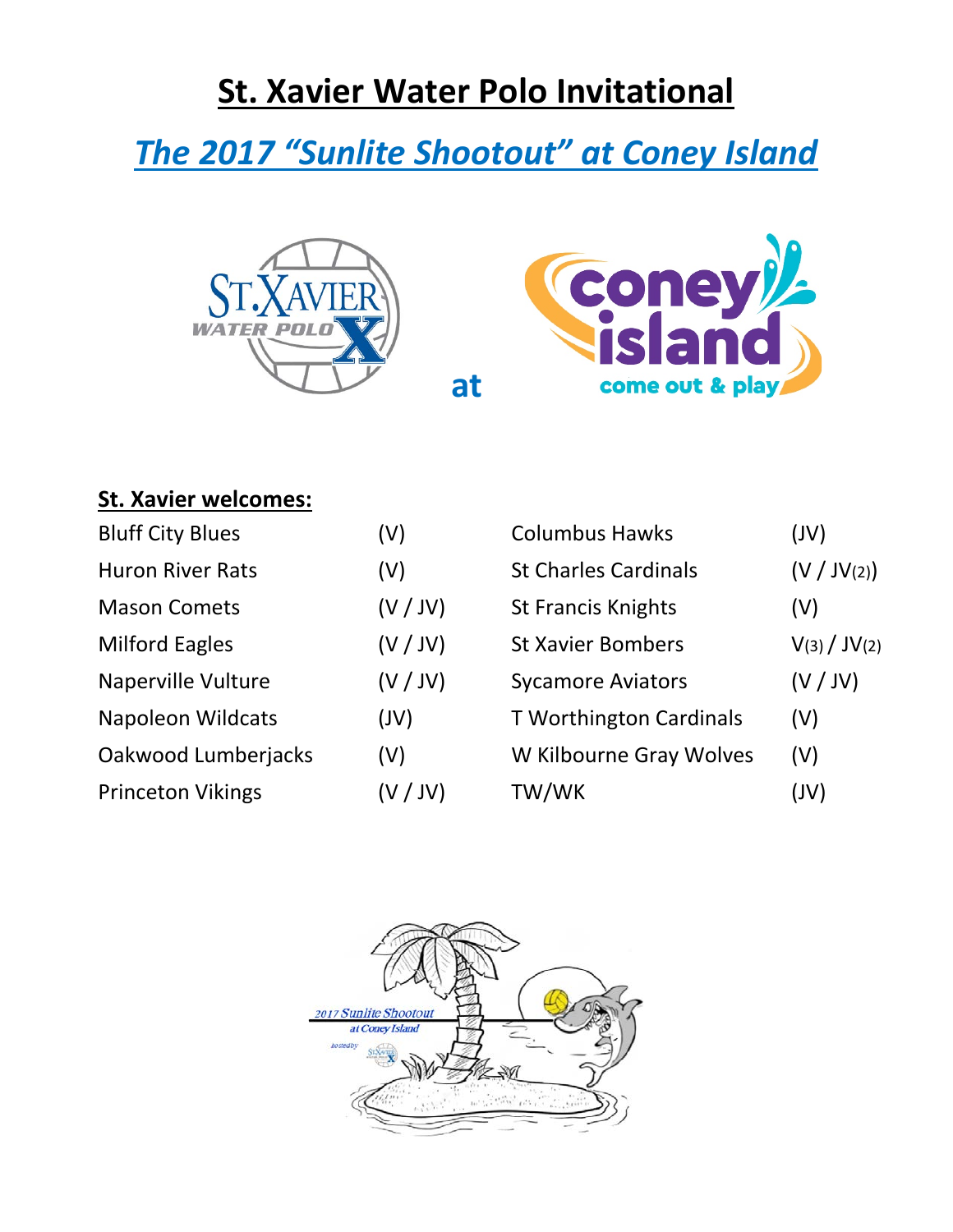# St. Xavier Water Polo Invitational

## *The 2017 "Sunlite Shootout" at Coney Island*

at

**St. Xavier welcomes:**

| | | | |
|---|---|---|---|
| Bluff City Blues | (V) | Columbus Hawks | (JV) |
| Huron River Rats | (V) | St Charles Cardinals | (V / JV(2)) |
| Mason Comets | (V / JV) | St Francis Knights | (V) |
| Milford Eagles | (V / JV) | St Xavier Bombers | V(3) / JV(2) |
| Naperville Vulture | (V / JV) | Sycamore Aviators | (V / JV) |
| Napoleon Wildcats | (JV) | T Worthington Cardinals | (V) |
| Oakwood Lumberjacks | (V) | W Kilbourne Gray Wolves | (V) |
| Princeton Vikings | (V / JV) | TW/WK | (JV) |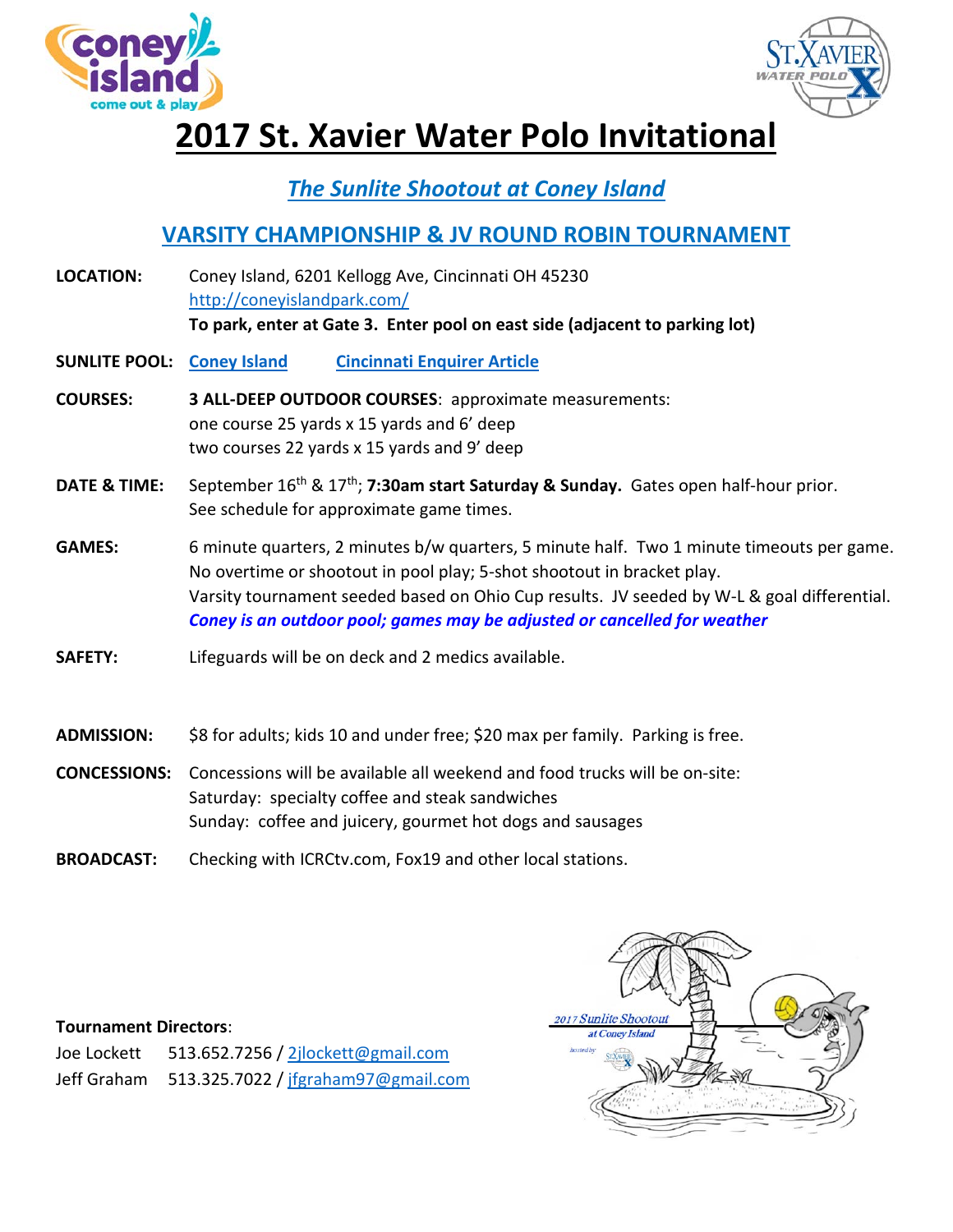# 2017 St. Xavier Water Polo Invitational

## *The Sunlite Shootout at Coney Island*

## VARSITY CHAMPIONSHIP & JV ROUND ROBIN TOURNAMENT

**LOCATION:** Coney Island, 6201 Kellogg Ave, Cincinnati OH 45230
http://coneyislandpark.com/
**To park, enter at Gate 3. Enter pool on east side (adjacent to parking lot)**

**SUNLITE POOL:** Coney Island   Cincinnati Enquirer Article

**COURSES:** **3 ALL-DEEP OUTDOOR COURSES**: approximate measurements:
one course 25 yards x 15 yards and 6' deep
two courses 22 yards x 15 yards and 9' deep

**DATE & TIME:** September 16th & 17th; **7:30am start Saturday & Sunday.** Gates open half-hour prior.
See schedule for approximate game times.

**GAMES:** 6 minute quarters, 2 minutes b/w quarters, 5 minute half. Two 1 minute timeouts per game.
No overtime or shootout in pool play; 5-shot shootout in bracket play.
Varsity tournament seeded based on Ohio Cup results. JV seeded by W-L & goal differential.
***Coney is an outdoor pool; games may be adjusted or cancelled for weather***

**SAFETY:** Lifeguards will be on deck and 2 medics available.

**ADMISSION:** $8 for adults; kids 10 and under free; $20 max per family. Parking is free.

**CONCESSIONS:** Concessions will be available all weekend and food trucks will be on-site:
Saturday: specialty coffee and steak sandwiches
Sunday: coffee and juicery, gourmet hot dogs and sausages

**BROADCAST:** Checking with ICRCtv.com, Fox19 and other local stations.

**Tournament Directors**:
Joe Lockett 513.652.7256 / 2jlockett@gmail.com
Jeff Graham 513.325.7022 / jfgraham97@gmail.com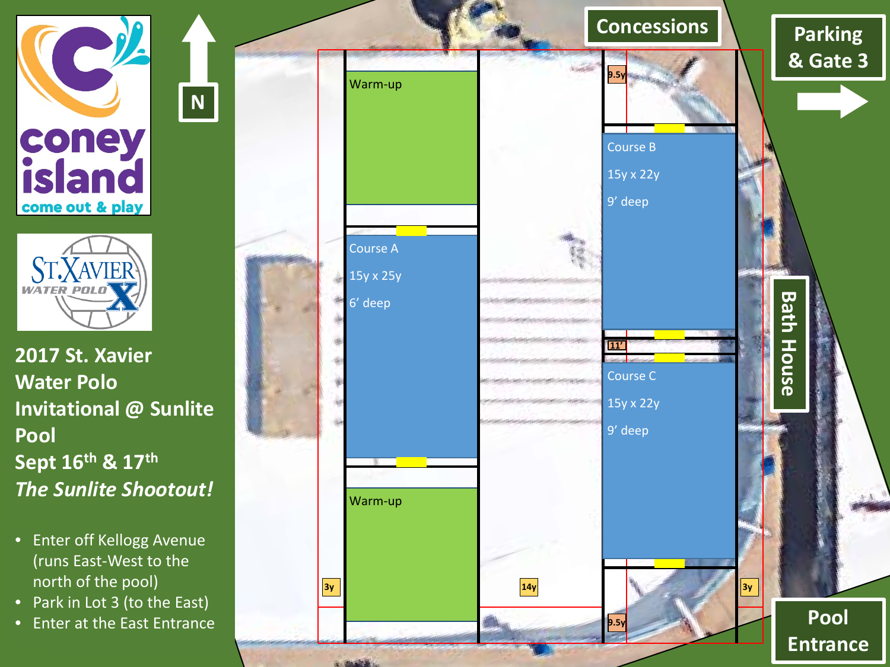# 2017 St. Xavier Water Polo Invitational @ Sunlite Pool

## Sept 16th & 17th

***The Sunlite Shootout!***

- Enter off Kellogg Avenue (runs East-West to the north of the pool)
- Park in Lot 3 (to the East)
- Enter at the East Entrance

N

Concessions

Parking & Gate 3

Bath House

Pool Entrance

Warm-up

Course A
15y x 25y
6' deep

Warm-up

Course B
15y x 22y
9' deep

Course C
15y x 22y
9' deep

9.5y

11'

9.5y

3y

14y

3y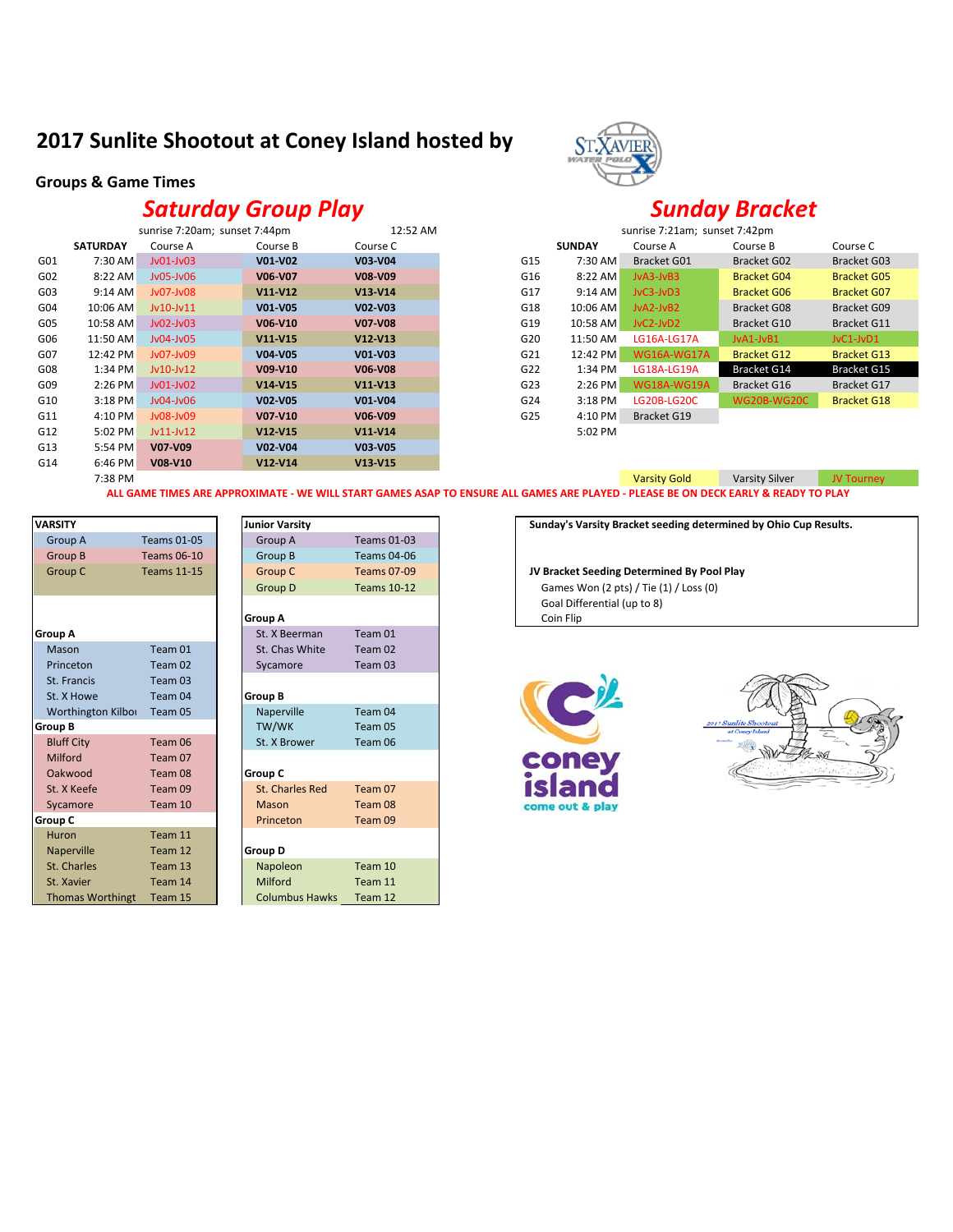# 2017 Sunlite Shootout at Coney Island hosted by

## Groups & Game Times

### Saturday Group Play

sunrise 7:20am; sunset 7:44pm — 12:52 AM

| | SATURDAY | Course A | Course B | Course C |
|---|---|---|---|---|
| G01 | 7:30 AM | Jv01-Jv03 | V01-V02 | V03-V04 |
| G02 | 8:22 AM | Jv05-Jv06 | V06-V07 | V08-V09 |
| G03 | 9:14 AM | Jv07-Jv08 | V11-V12 | V13-V14 |
| G04 | 10:06 AM | Jv10-Jv11 | V01-V05 | V02-V03 |
| G05 | 10:58 AM | Jv02-Jv03 | V06-V10 | V07-V08 |
| G06 | 11:50 AM | Jv04-Jv05 | V11-V15 | V12-V13 |
| G07 | 12:42 PM | Jv07-Jv09 | V04-V05 | V01-V03 |
| G08 | 1:34 PM | Jv10-Jv12 | V09-V10 | V06-V08 |
| G09 | 2:26 PM | Jv01-Jv02 | V14-V15 | V11-V13 |
| G10 | 3:18 PM | Jv04-Jv06 | V02-V05 | V01-V04 |
| G11 | 4:10 PM | Jv08-Jv09 | V07-V10 | V06-V09 |
| G12 | 5:02 PM | Jv11-Jv12 | V12-V15 | V11-V14 |
| G13 | 5:54 PM | V07-V09 | V02-V04 | V03-V05 |
| G14 | 6:46 PM | V08-V10 | V12-V14 | V13-V15 |
| | 7:38 PM | | | |

### Sunday Bracket

sunrise 7:21am; sunset 7:42pm

| | SUNDAY | Course A | Course B | Course C |
|---|---|---|---|---|
| G15 | 7:30 AM | Bracket G01 | Bracket G02 | Bracket G03 |
| G16 | 8:22 AM | JvA3-JvB3 | Bracket G04 | Bracket G05 |
| G17 | 9:14 AM | JvC3-JvD3 | Bracket G06 | Bracket G07 |
| G18 | 10:06 AM | JvA2-JvB2 | Bracket G08 | Bracket G09 |
| G19 | 10:58 AM | JvC2-JvD2 | Bracket G10 | Bracket G11 |
| G20 | 11:50 AM | LG16A-LG17A | JvA1-JvB1 | JvC1-JvD1 |
| G21 | 12:42 PM | WG16A-WG17A | Bracket G12 | Bracket G13 |
| G22 | 1:34 PM | LG18A-LG19A | Bracket G14 | Bracket G15 |
| G23 | 2:26 PM | WG18A-WG19A | Bracket G16 | Bracket G17 |
| G24 | 3:18 PM | LG20B-LG20C | WG20B-WG20C | Bracket G18 |
| G25 | 4:10 PM | Bracket G19 | | |
| | 5:02 PM | | | |
| | | Varsity Gold | Varsity Silver | JV Tourney |

**ALL GAME TIMES ARE APPROXIMATE - WE WILL START GAMES ASAP TO ENSURE ALL GAMES ARE PLAYED - PLEASE BE ON DECK EARLY & READY TO PLAY**

| VARSITY | |
|---|---|
| Group A | Teams 01-05 |
| Group B | Teams 06-10 |
| Group C | Teams 11-15 |
| **Group A** | |
| Mason | Team 01 |
| Princeton | Team 02 |
| St. Francis | Team 03 |
| St. X Howe | Team 04 |
| Worthington Kilbo | Team 05 |
| **Group B** | |
| Bluff City | Team 06 |
| Milford | Team 07 |
| Oakwood | Team 08 |
| St. X Keefe | Team 09 |
| Sycamore | Team 10 |
| **Group C** | |
| Huron | Team 11 |
| Naperville | Team 12 |
| St. Charles | Team 13 |
| St. Xavier | Team 14 |
| Thomas Worthingt | Team 15 |

| Junior Varsity | |
|---|---|
| Group A | Teams 01-03 |
| Group B | Teams 04-06 |
| Group C | Teams 07-09 |
| Group D | Teams 10-12 |
| **Group A** | |
| St. X Beerman | Team 01 |
| St. Chas White | Team 02 |
| Sycamore | Team 03 |
| **Group B** | |
| Naperville | Team 04 |
| TW/WK | Team 05 |
| St. X Brower | Team 06 |
| **Group C** | |
| St. Charles Red | Team 07 |
| Mason | Team 08 |
| Princeton | Team 09 |
| **Group D** | |
| Napoleon | Team 10 |
| Milford | Team 11 |
| Columbus Hawks | Team 12 |

**Sunday's Varsity Bracket seeding determined by Ohio Cup Results.**

**JV Bracket Seeding Determined By Pool Play**

- Games Won (2 pts) / Tie (1) / Loss (0)
- Goal Differential (up to 8)
- Coin Flip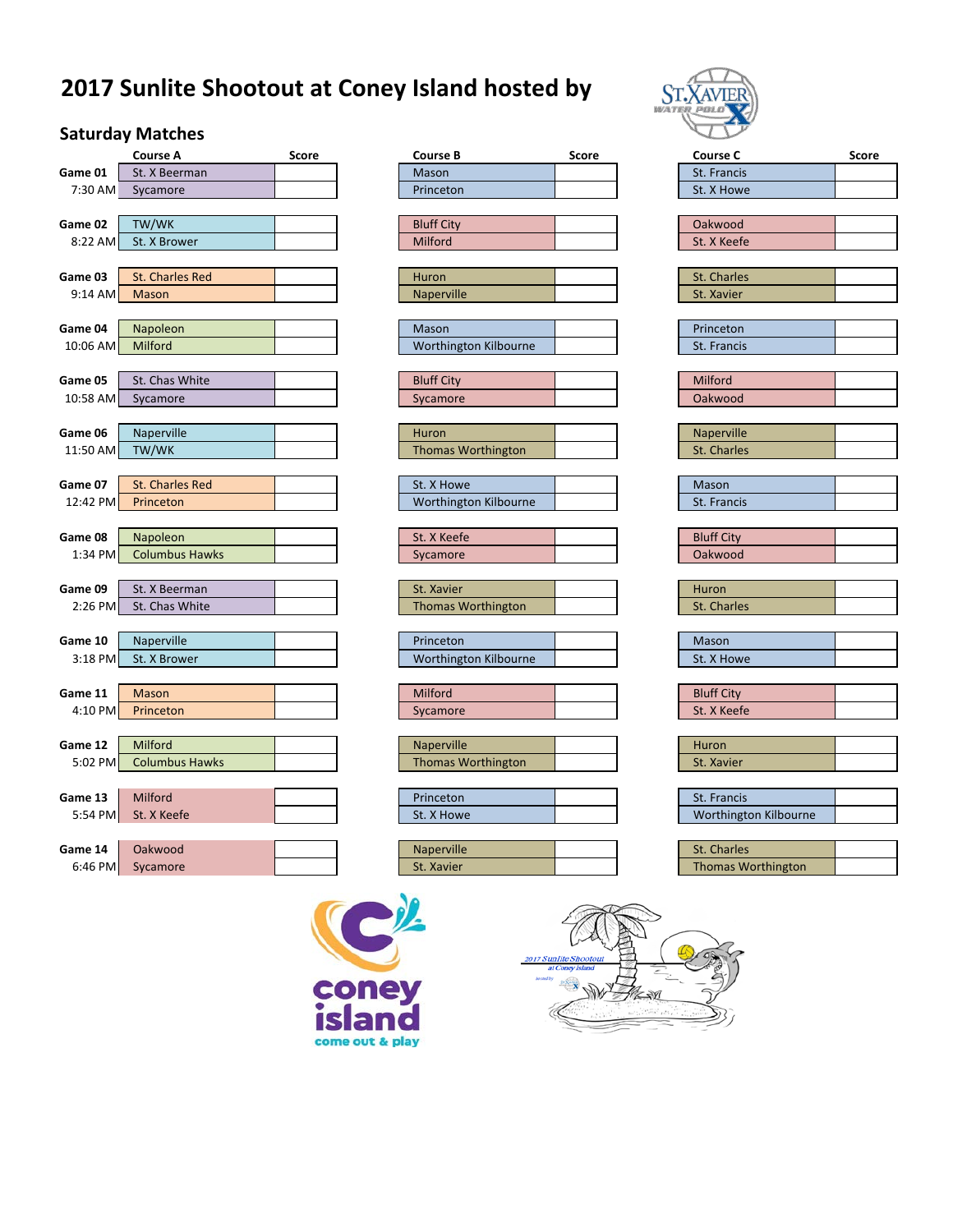# 2017 Sunlite Shootout at Coney Island hosted by

## Saturday Matches

| Game | Time | Course A | Score | Course B | Score | Course C | Score |
|---|---|---|---|---|---|---|---|
| Game 01 | 7:30 AM | St. X Beerman | | Mason | | St. Francis | |
| | | Sycamore | | Princeton | | St. X Howe | |
| Game 02 | 8:22 AM | TW/WK | | Bluff City | | Oakwood | |
| | | St. X Brower | | Milford | | St. X Keefe | |
| Game 03 | 9:14 AM | St. Charles Red | | Huron | | St. Charles | |
| | | Mason | | Naperville | | St. Xavier | |
| Game 04 | 10:06 AM | Napoleon | | Mason | | Princeton | |
| | | Milford | | Worthington Kilbourne | | St. Francis | |
| Game 05 | 10:58 AM | St. Chas White | | Bluff City | | Milford | |
| | | Sycamore | | Sycamore | | Oakwood | |
| Game 06 | 11:50 AM | Naperville | | Huron | | Naperville | |
| | | TW/WK | | Thomas Worthington | | St. Charles | |
| Game 07 | 12:42 PM | St. Charles Red | | St. X Howe | | Mason | |
| | | Princeton | | Worthington Kilbourne | | St. Francis | |
| Game 08 | 1:34 PM | Napoleon | | St. X Keefe | | Bluff City | |
| | | Columbus Hawks | | Sycamore | | Oakwood | |
| Game 09 | 2:26 PM | St. X Beerman | | St. Xavier | | Huron | |
| | | St. Chas White | | Thomas Worthington | | St. Charles | |
| Game 10 | 3:18 PM | Naperville | | Princeton | | Mason | |
| | | St. X Brower | | Worthington Kilbourne | | St. X Howe | |
| Game 11 | 4:10 PM | Mason | | Milford | | Bluff City | |
| | | Princeton | | Sycamore | | St. X Keefe | |
| Game 12 | 5:02 PM | Milford | | Naperville | | Huron | |
| | | Columbus Hawks | | Thomas Worthington | | St. Xavier | |
| Game 13 | 5:54 PM | Milford | | Princeton | | St. Francis | |
| | | St. X Keefe | | St. X Howe | | Worthington Kilbourne | |
| Game 14 | 6:46 PM | Oakwood | | Naperville | | St. Charles | |
| | | Sycamore | | St. Xavier | | Thomas Worthington | |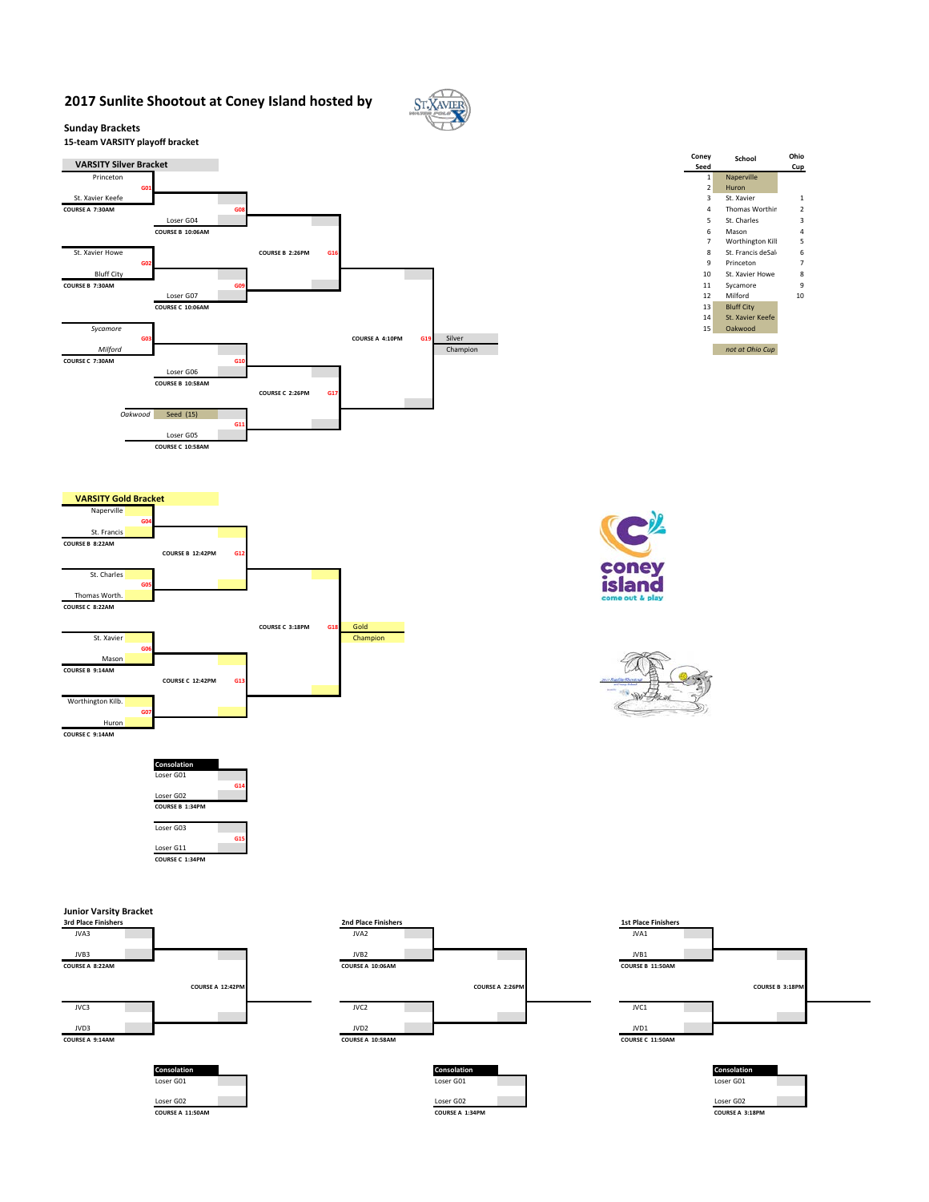## 2017 Sunlite Shootout at Coney Island hosted by

**Sunday Brackets**

**15-team VARSITY playoff bracket**

| Coney Seed | School | Ohio Cup |
|---|---|---|
| 1 | Naperville | |
| 2 | Huron | |
| 3 | St. Xavier | 1 |
| 4 | Thomas Worthin | 2 |
| 5 | St. Charles | 3 |
| 6 | Mason | 4 |
| 7 | Worthington Kill | 5 |
| 8 | St. Francis deSal | 6 |
| 9 | Princeton | 7 |
| 10 | St. Xavier Howe | 8 |
| 11 | Sycamore | 9 |
| 12 | Milford | 10 |
| 13 | Bluff City | |
| 14 | St. Xavier Keefe | |
| 15 | Oakwood | |

*not at Ohio Cup*

### VARSITY Silver Bracket

- G01: Princeton vs St. Xavier Keefe — COURSE A 7:30AM
- G08: Winner G01 vs Loser G04 — COURSE B 10:06AM
- G02: St. Xavier Howe vs Bluff City — COURSE B 7:30AM
- G09: Winner G02 vs Loser G07 — COURSE C 10:06AM
- G16: COURSE B 2:26PM
- G03: *Sycamore* vs *Milford* — COURSE C 7:30AM
- G10: Winner G03 vs Loser G06 — COURSE B 10:58AM
- G11: *Oakwood* Seed (15) vs Loser G05 — COURSE C 10:58AM
- G17: COURSE C 2:26PM
- G19: COURSE A 4:10PM — Silver Champion

### VARSITY Gold Bracket

- G04: Naperville vs St. Francis — COURSE B 8:22AM
- G05: St. Charles vs Thomas Worth. — COURSE C 8:22AM
- G12: COURSE B 12:42PM
- G06: St. Xavier vs Mason — COURSE B 9:14AM
- G07: Worthington Kilb. vs Huron — COURSE C 9:14AM
- G13: COURSE C 12:42PM
- G18: COURSE C 3:18PM — Gold Champion

**Consolation**

- G14: Loser G01 vs Loser G02 — COURSE B 1:34PM
- G15: Loser G03 vs Loser G11 — COURSE C 1:34PM

### Junior Varsity Bracket

**3rd Place Finishers**

- JVA3 vs JVB3 — COURSE A 8:22AM
- JVC3 vs JVD3 — COURSE A 9:14AM
- Final — COURSE A 12:42PM
- Consolation: Loser G01 vs Loser G02 — COURSE A 11:50AM

**2nd Place Finishers**

- JVA2 vs JVB2 — COURSE A 10:06AM
- JVC2 vs JVD2 — COURSE A 10:58AM
- Final — COURSE A 2:26PM
- Consolation: Loser G01 vs Loser G02 — COURSE A 1:34PM

**1st Place Finishers**

- JVA1 vs JVB1 — COURSE B 11:50AM
- JVC1 vs JVD1 — COURSE C 11:50AM
- Final — COURSE B 3:18PM
- Consolation: Loser G01 vs Loser G02 — COURSE A 3:18PM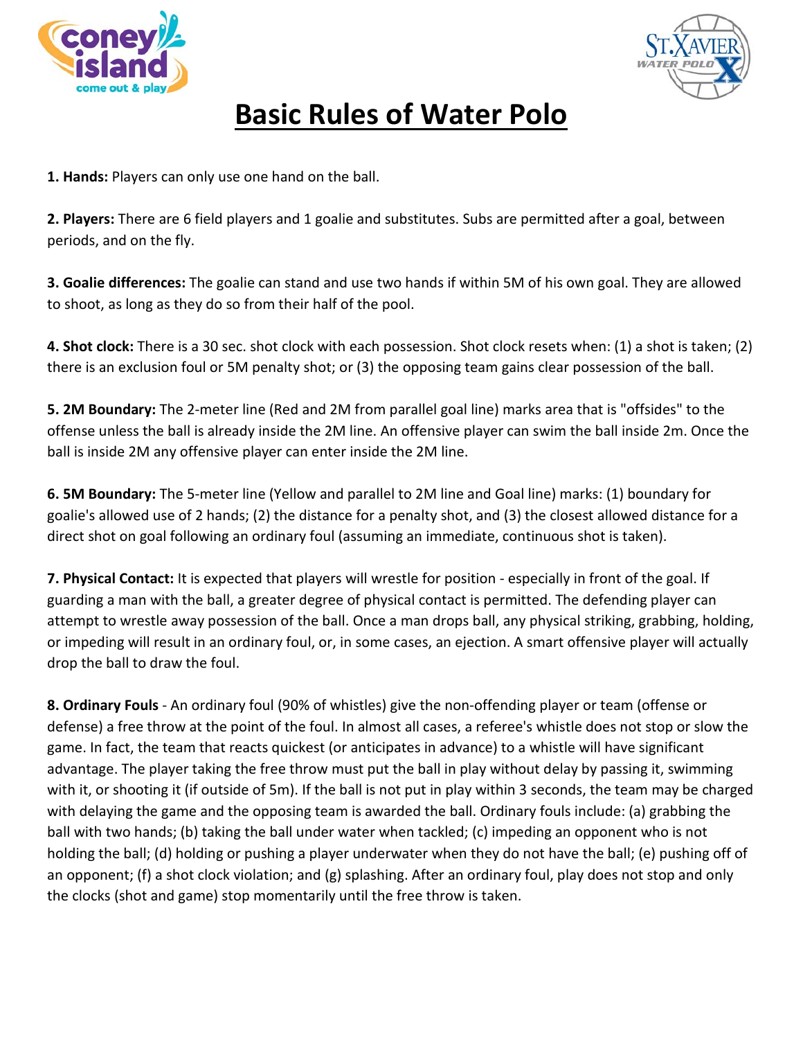# Basic Rules of Water Polo

**1. Hands:** Players can only use one hand on the ball.

**2. Players:** There are 6 field players and 1 goalie and substitutes. Subs are permitted after a goal, between periods, and on the fly.

**3. Goalie differences:** The goalie can stand and use two hands if within 5M of his own goal. They are allowed to shoot, as long as they do so from their half of the pool.

**4. Shot clock:** There is a 30 sec. shot clock with each possession. Shot clock resets when: (1) a shot is taken; (2) there is an exclusion foul or 5M penalty shot; or (3) the opposing team gains clear possession of the ball.

**5. 2M Boundary:** The 2-meter line (Red and 2M from parallel goal line) marks area that is "offsides" to the offense unless the ball is already inside the 2M line. An offensive player can swim the ball inside 2m. Once the ball is inside 2M any offensive player can enter inside the 2M line.

**6. 5M Boundary:** The 5-meter line (Yellow and parallel to 2M line and Goal line) marks: (1) boundary for goalie's allowed use of 2 hands; (2) the distance for a penalty shot, and (3) the closest allowed distance for a direct shot on goal following an ordinary foul (assuming an immediate, continuous shot is taken).

**7. Physical Contact:** It is expected that players will wrestle for position - especially in front of the goal. If guarding a man with the ball, a greater degree of physical contact is permitted. The defending player can attempt to wrestle away possession of the ball. Once a man drops ball, any physical striking, grabbing, holding, or impeding will result in an ordinary foul, or, in some cases, an ejection. A smart offensive player will actually drop the ball to draw the foul.

**8. Ordinary Fouls** - An ordinary foul (90% of whistles) give the non-offending player or team (offense or defense) a free throw at the point of the foul. In almost all cases, a referee's whistle does not stop or slow the game. In fact, the team that reacts quickest (or anticipates in advance) to a whistle will have significant advantage. The player taking the free throw must put the ball in play without delay by passing it, swimming with it, or shooting it (if outside of 5m). If the ball is not put in play within 3 seconds, the team may be charged with delaying the game and the opposing team is awarded the ball. Ordinary fouls include: (a) grabbing the ball with two hands; (b) taking the ball under water when tackled; (c) impeding an opponent who is not holding the ball; (d) holding or pushing a player underwater when they do not have the ball; (e) pushing off of an opponent; (f) a shot clock violation; and (g) splashing. After an ordinary foul, play does not stop and only the clocks (shot and game) stop momentarily until the free throw is taken.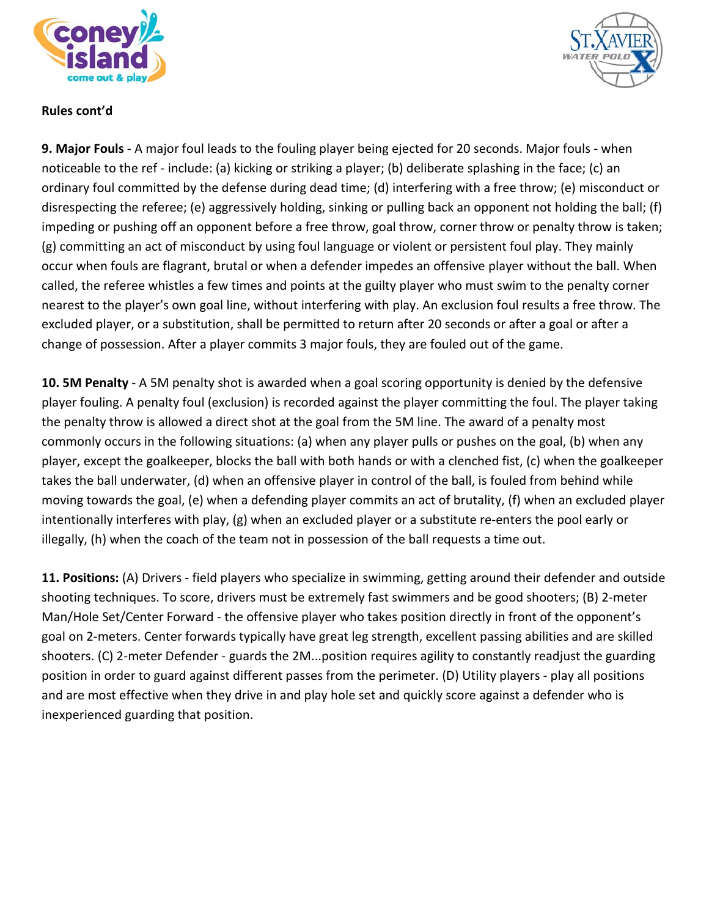**Rules cont'd**

**9. Major Fouls** - A major foul leads to the fouling player being ejected for 20 seconds. Major fouls - when noticeable to the ref - include: (a) kicking or striking a player; (b) deliberate splashing in the face; (c) an ordinary foul committed by the defense during dead time; (d) interfering with a free throw; (e) misconduct or disrespecting the referee; (e) aggressively holding, sinking or pulling back an opponent not holding the ball; (f) impeding or pushing off an opponent before a free throw, goal throw, corner throw or penalty throw is taken; (g) committing an act of misconduct by using foul language or violent or persistent foul play. They mainly occur when fouls are flagrant, brutal or when a defender impedes an offensive player without the ball. When called, the referee whistles a few times and points at the guilty player who must swim to the penalty corner nearest to the player's own goal line, without interfering with play. An exclusion foul results a free throw. The excluded player, or a substitution, shall be permitted to return after 20 seconds or after a goal or after a change of possession. After a player commits 3 major fouls, they are fouled out of the game.

**10. 5M Penalty** - A 5M penalty shot is awarded when a goal scoring opportunity is denied by the defensive player fouling. A penalty foul (exclusion) is recorded against the player committing the foul. The player taking the penalty throw is allowed a direct shot at the goal from the 5M line. The award of a penalty most commonly occurs in the following situations: (a) when any player pulls or pushes on the goal, (b) when any player, except the goalkeeper, blocks the ball with both hands or with a clenched fist, (c) when the goalkeeper takes the ball underwater, (d) when an offensive player in control of the ball, is fouled from behind while moving towards the goal, (e) when a defending player commits an act of brutality, (f) when an excluded player intentionally interferes with play, (g) when an excluded player or a substitute re-enters the pool early or illegally, (h) when the coach of the team not in possession of the ball requests a time out.

**11. Positions:** (A) Drivers - field players who specialize in swimming, getting around their defender and outside shooting techniques. To score, drivers must be extremely fast swimmers and be good shooters; (B) 2-meter Man/Hole Set/Center Forward - the offensive player who takes position directly in front of the opponent's goal on 2-meters. Center forwards typically have great leg strength, excellent passing abilities and are skilled shooters. (C) 2-meter Defender - guards the 2M...position requires agility to constantly readjust the guarding position in order to guard against different passes from the perimeter. (D) Utility players - play all positions and are most effective when they drive in and play hole set and quickly score against a defender who is inexperienced guarding that position.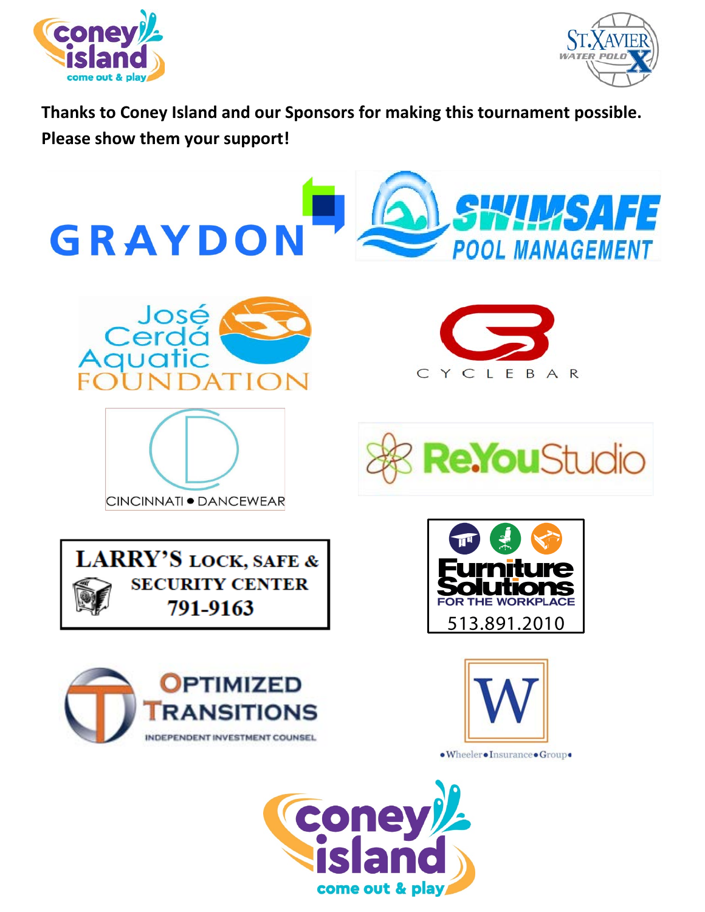coney island
come out & play

ST. XAVIER
WATER POLO

**Thanks to Coney Island and our Sponsors for making this tournament possible.**
**Please show them your support!**

GRAYDON

SWIMSAFE
POOL MANAGEMENT

José Cerdá Aquatic FOUNDATION

CYCLEBAR

CINCINNATI • DANCEWEAR

ReYouStudio

LARRY'S LOCK, SAFE & SECURITY CENTER
791-9163

Furniture Solutions
FOR THE WORKPLACE
513.891.2010

OPTIMIZED TRANSITIONS
INDEPENDENT INVESTMENT COUNSEL

W
•Wheeler•Insurance•Group•

coney island
come out & play